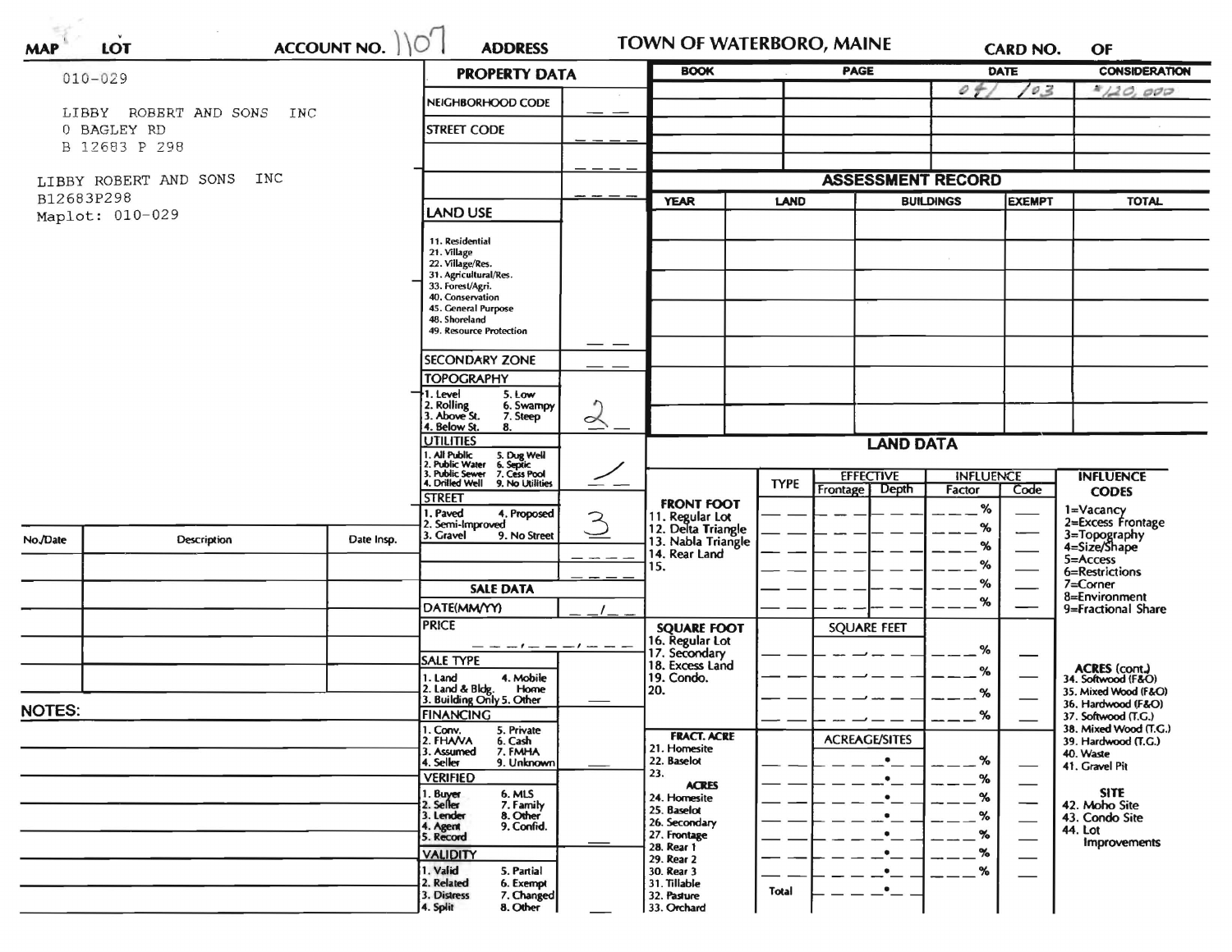MAP LOT ACCOUNT NO. 1107 ADDRESS **TOWN OF WATERBORO, MAINE** CARD NO. OF

010-029

LIBBY ROBERT AND SONS INC
0 BAGLEY RD
B 12683 P 298

LIBBY ROBERT AND SONS INC
B12683P298
Maplot: 010-029

## PROPERTY DATA

| | |
|---|---|
| NEIGHBORHOOD CODE | |
| STREET CODE | |
| | |
| | |

**LAND USE**
11. Residential
21. Village
22. Village/Res.
31. Agricultural/Res.
33. Forest/Agri.
40. Conservation
45. General Purpose
48. Shoreland
49. Resource Protection

**SECONDARY ZONE**

**TOPOGRAPHY**: 2
1. Level 5. Low
2. Rolling 6. Swampy
3. Above St. 7. Steep
4. Below St. 8.

**UTILITIES**: 1
1. All Public 5. Dug Well
2. Public Water 6. Septic
3. Public Sewer 7. Cess Pool
4. Drilled Well 9. No Utilities

**STREET**: 3
1. Paved 4. Proposed
2. Semi-Improved
3. Gravel 9. No Street

**SALE DATA**

DATE(MM/YY)

PRICE

SALE TYPE
1. Land 4. Mobile Home
2. Land & Bldg.
3. Building Only 5. Other

FINANCING
1. Conv. 5. Private
2. FHA/VA 6. Cash
3. Assumed 7. FMHA
4. Seller 9. Unknown

VERIFIED
1. Buyer 6. MLS
2. Seller 7. Family
3. Lender 8. Other
4. Agent 9. Confid.
5. Record

VALIDITY
1. Valid 5. Partial
2. Related 6. Exempt
3. Distress 7. Changed
4. Split 8. Other

| BOOK | PAGE | DATE | CONSIDERATION |
|---|---|---|---|
| | | 04/03 | $120,000 |
| | | | |
| | | | |
| | | | |
| | | | |

## ASSESSMENT RECORD

| YEAR | LAND | BUILDINGS | EXEMPT | TOTAL |
|---|---|---|---|---|
| | | | | |
| | | | | |
| | | | | |
| | | | | |
| | | | | |
| | | | | |

## LAND DATA

| | TYPE | EFFECTIVE Frontage | EFFECTIVE Depth | INFLUENCE Factor | INFLUENCE Code |
|---|---|---|---|---|---|
| **FRONT FOOT** 11. Regular Lot 12. Delta Triangle 13. Nabla Triangle 14. Rear Land 15. | | | | % | |
| **SQUARE FOOT** 16. Regular Lot 17. Secondary 18. Excess Land 19. Condo. 20. | | SQUARE FEET | | % | |
| **FRACT. ACRE** 21. Homesite 22. Baselot 23. **ACRES** 24. Homesite 25. Baselot 26. Secondary 27. Frontage 28. Rear 1 29. Rear 2 30. Rear 3 31. Tillable 32. Pasture 33. Orchard | Total | ACREAGE/SITES | | % | |

**INFLUENCE CODES**
1=Vacancy
2=Excess Frontage
3=Topography
4=Size/Shape
5=Access
6=Restrictions
7=Corner
8=Environment
9=Fractional Share

ACRES (cont.)
34. Softwood (F&O)
35. Mixed Wood (F&O)
36. Hardwood (F&O)
37. Softwood (T.G.)
38. Mixed Wood (T.G.)
39. Hardwood (T.G.)
40. Waste
41. Gravel Pit

SITE
42. Moho Site
43. Condo Site
44. Lot Improvements

| No./Date | Description | Date Insp. |
|---|---|---|
| | | |
| | | |
| | | |
| | | |
| | | |
| | | |

NOTES: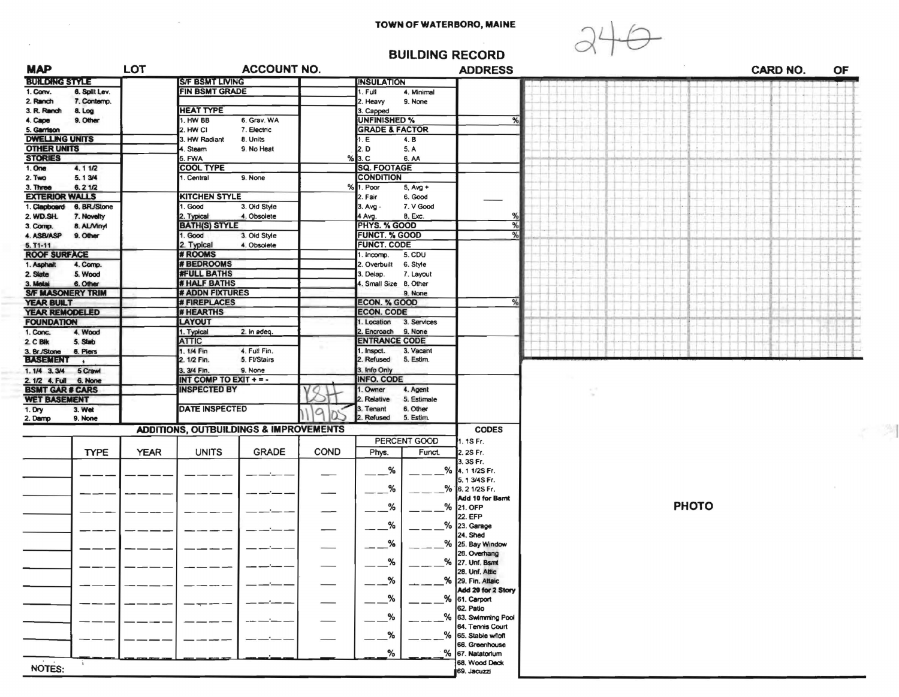TOWN OF WATERBORO, MAINE

240

## BUILDING RECORD

| MAP | LOT | ACCOUNT NO. | ADDRESS | CARD NO. | OF |
|---|---|---|---|---|---|
| | | | | | |

| | | | | | |
|---|---|---|---|---|---|
| **BUILDING STYLE** | | **S/F BSMT LIVING** | | **INSULATION** | |
| 1. Conv. 6. Split Lev. 2. Ranch 7. Contemp. 3. R. Ranch 8. Log 4. Cape 9. Other 5. Garrison | | **FIN BSMT GRADE** | | 1. Full 4. Minimal 2. Heavy 9. None 3. Capped | |
| **DWELLING UNITS** | | **HEAT TYPE** 1. HW BB 6. Grav. WA 2. HW CI 7. Electric 3. HW Radiant 8. Units 4. Steam 9. No Heat 5. FWA | % | **UNFINISHED %** | % |
| **OTHER UNITS** | | | | **GRADE & FACTOR** 1. E 4. B 2. D 5. A 3. C 6. AA | |
| **STORIES** 1. One 4. 1 1/2 2. Two 5. 1 3/4 3. Three 6. 2 1/2 | | **COOL TYPE** 1. Central 9. None | % | **SQ. FOOTAGE** | |
| **EXTERIOR WALLS** 1. Clapboard 6. BR/Stone 2. WD.SH. 7. Novelty 3. Comp. 8. AL/Vinyl 4. ASB/ASP 9. Other 5. T1-11 | | **KITCHEN STYLE** 1. Good 3. Old Style 2. Typical 4. Obsolete | | **CONDITION** 1. Poor 5. Avg + 2. Fair 6. Good 3. Avg - 7. V Good 4 Avg. 8. Exc. | |
| | | **BATH(S) STYLE** 1. Good 3. Old Style 2. Typical 4. Obsolete | | **PHYS. % GOOD** | % |
| | | | | **FUNCT. % GOOD** | % |
| **ROOF SURFACE** 1. Asphalt 4. Comp. 2. Slate 5. Wood 3. Metal 6. Other | | **# ROOMS** | | **FUNCT. CODE** 1. Incomp. 5. CDU 2. Overbuilt 6. Style 3. Delap. 7. Layout 4. Small Size 8. Other 9. None | |
| | | **# BEDROOMS** | | | |
| | | **#FULL BATHS** | | | |
| | | **# HALF BATHS** | | | |
| **S/F MASONERY TRIM** | | **# ADDN FIXTURES** | | | |
| **YEAR BUILT** | | **# FIREPLACES** | | **ECON. % GOOD** | % |
| **YEAR REMODELED** | | **# HEARTHS** | | **ECON. CODE** 1. Location 3. Services 2. Encroach 9. None | |
| **FOUNDATION** 1. Conc. 4. Wood 2. C Blk 5. Slab 3. Br./Stone 6. Piers | | **LAYOUT** 1. Typical 2. In adeq. | | | |
| **BASEMENT** 1. 1/4 3. 3/4 5 Crawl 2. 1/2 4. Full 6. None | | **ATTIC** 1. 1/4 Fin 4. Full Fin. 2. 1/2 Fin. 5. Fl/Stairs 3. 3/4 Fin. 9. None | | **ENTRANCE CODE** 1. Inspct. 3. Vacant 2. Refused 5. Estim. 3. Info Only | |
| | | **INT COMP TO EXIT + = -** | | **INFO. CODE** | |
| **BSMT GAR # CARS** | | **INSPECTED BY** | YSH | 1. Owner 4. Agent 2. Relative 5. Estimale 3. Tenant 6. Other 2. Refused 5. Estim. | |
| **WET BASEMENT** 1. Dry 3. Wet 2. Damp 9. None | | **DATE INSPECTED** | 11/9/05 | | |

### ADDITIONS, OUTBUILDINGS & IMPROVEMENTS

| | TYPE | YEAR | UNITS | GRADE | COND | PERCENT GOOD Phys. | Funct. |
|---|---|---|---|---|---|---|---|
| | | | | | | % | % |
| | | | | | | % | % |
| | | | | | | % | % |
| | | | | | | % | % |
| | | | | | | % | % |
| | | | | | | % | % |
| | | | | | | % | % |
| | | | | | | % | % |
| | | | | | | % | % |
| | | | | | | % | % |
| | | | | | | % | % |

**CODES**
1. 1S Fr.
2. 2S Fr.
3. 3S Fr.
4. 1 1/2S Fr.
5. 1 3/4S Fr.
6. 2 1/2S Fr.
Add 10 for Bsmt
21. OFP
22. EFP
23. Garage
24. Shed
25. Bay Window
26. Overhang
27. Unf. Bsmt
28. Unf. Attic
29. Fin. Attaic
Add 20 for 2 Story
61. Carport
62. Patio
63. Swimming Pool
64. Tennis Court
65. Stable w/loft
66. Greenhouse
67. Natatorium
68. Wood Deck
69. Jacuzzi

NOTES:

PHOTO